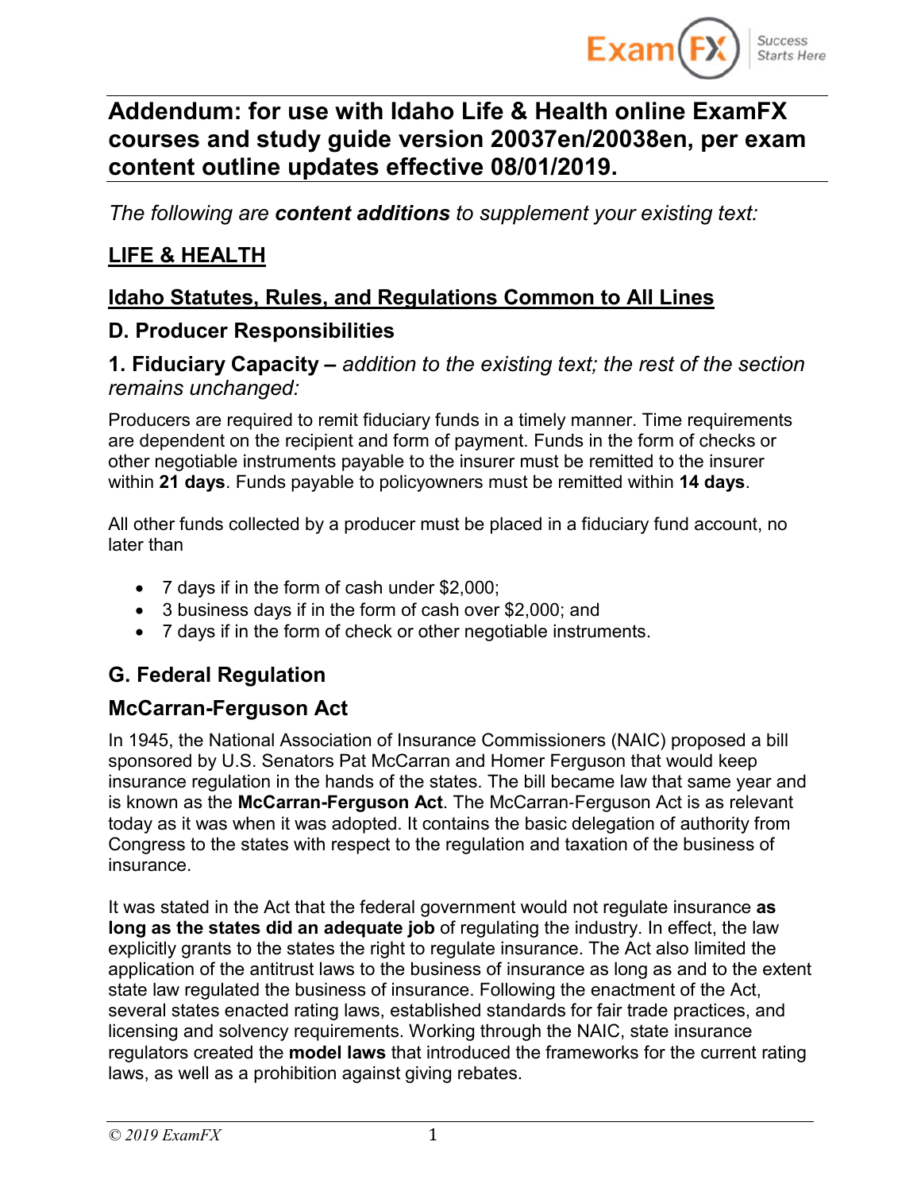# Addendum: for use with Idaho Life & Health online ExamFX courses and study guide version 20037en/20038en, per exam content outline updates effective 08/01/2019.

*The following are **content additions** to supplement your existing text:*

## LIFE & HEALTH

## Idaho Statutes, Rules, and Regulations Common to All Lines

### D. Producer Responsibilities

#### 1. Fiduciary Capacity – *addition to the existing text; the rest of the section remains unchanged:*

Producers are required to remit fiduciary funds in a timely manner. Time requirements are dependent on the recipient and form of payment. Funds in the form of checks or other negotiable instruments payable to the insurer must be remitted to the insurer within **21 days**. Funds payable to policyowners must be remitted within **14 days**.

All other funds collected by a producer must be placed in a fiduciary fund account, no later than

- 7 days if in the form of cash under $2,000;
- 3 business days if in the form of cash over $2,000; and
- 7 days if in the form of check or other negotiable instruments.

### G. Federal Regulation

### McCarran-Ferguson Act

In 1945, the National Association of Insurance Commissioners (NAIC) proposed a bill sponsored by U.S. Senators Pat McCarran and Homer Ferguson that would keep insurance regulation in the hands of the states. The bill became law that same year and is known as the **McCarran-Ferguson Act**. The McCarran-Ferguson Act is as relevant today as it was when it was adopted. It contains the basic delegation of authority from Congress to the states with respect to the regulation and taxation of the business of insurance.

It was stated in the Act that the federal government would not regulate insurance **as long as the states did an adequate job** of regulating the industry. In effect, the law explicitly grants to the states the right to regulate insurance. The Act also limited the application of the antitrust laws to the business of insurance as long as and to the extent state law regulated the business of insurance. Following the enactment of the Act, several states enacted rating laws, established standards for fair trade practices, and licensing and solvency requirements. Working through the NAIC, state insurance regulators created the **model laws** that introduced the frameworks for the current rating laws, as well as a prohibition against giving rebates.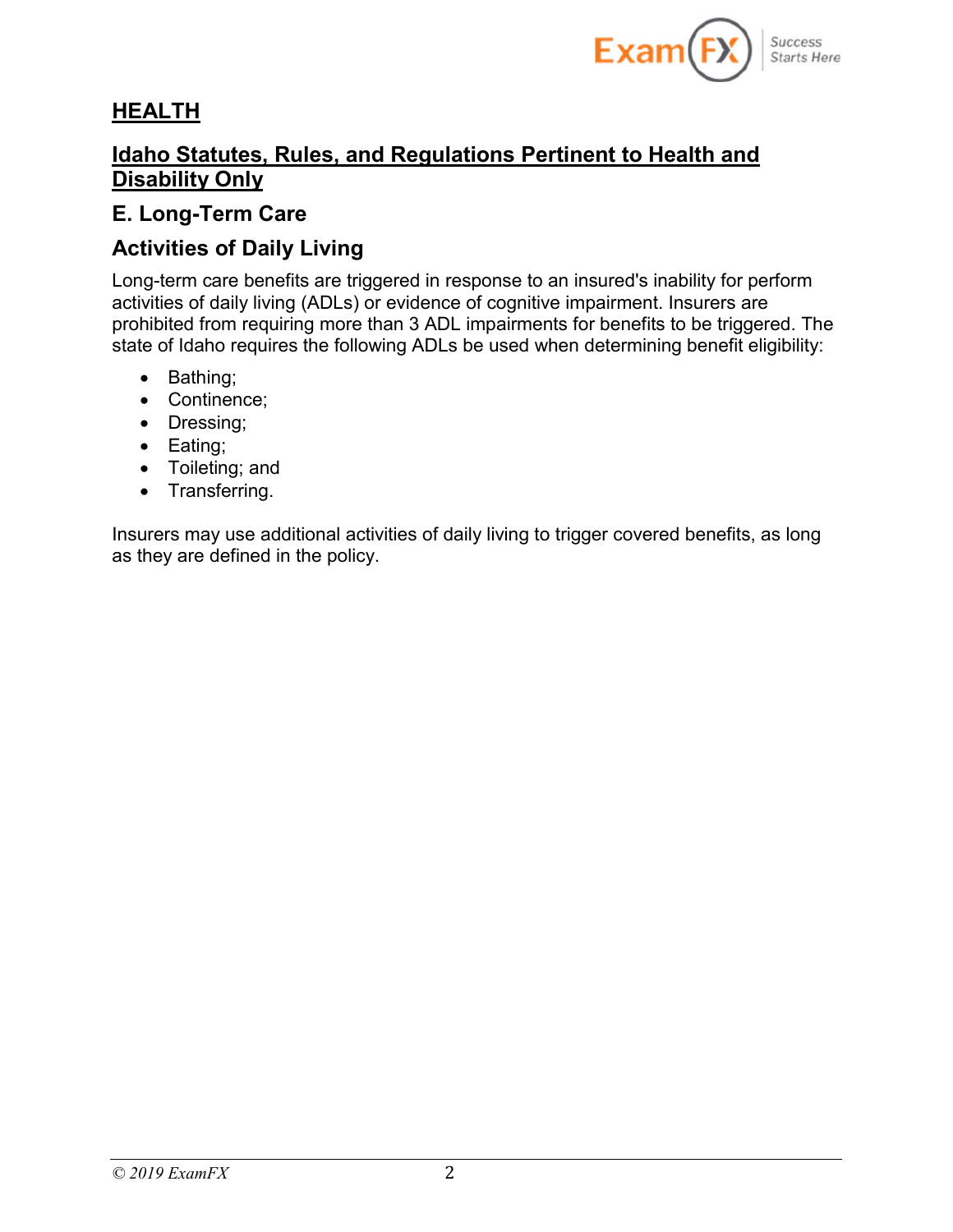## HEALTH

## Idaho Statutes, Rules, and Regulations Pertinent to Health and Disability Only

### E. Long-Term Care

### Activities of Daily Living

Long-term care benefits are triggered in response to an insured's inability for perform activities of daily living (ADLs) or evidence of cognitive impairment. Insurers are prohibited from requiring more than 3 ADL impairments for benefits to be triggered. The state of Idaho requires the following ADLs be used when determining benefit eligibility:

- Bathing;
- Continence;
- Dressing;
- Eating;
- Toileting; and
- Transferring.

Insurers may use additional activities of daily living to trigger covered benefits, as long as they are defined in the policy.